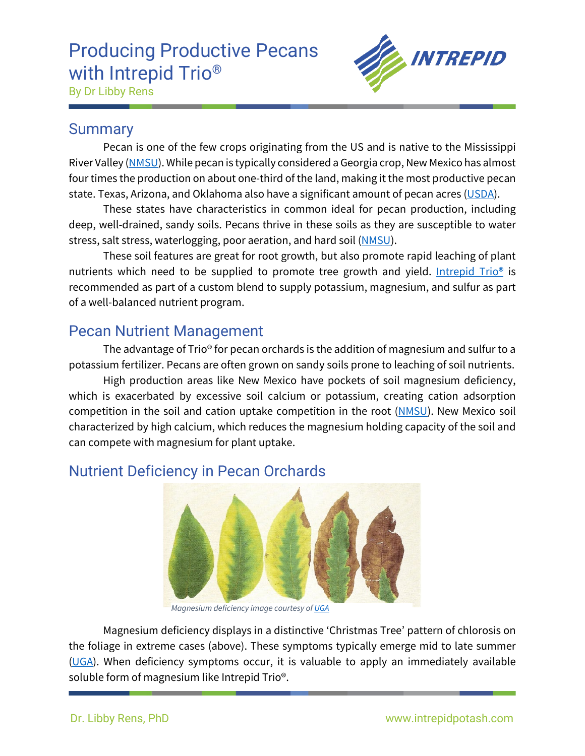# Producing Productive Pecans with Intrepid Trio®

By Dr Libby Rens

## Summary

Pecan is one of the few crops originating from the US and is native to the Mississippi River Valley (NMSU). While pecan is typically considered a Georgia crop, New Mexico has almost four times the production on about one-third of the land, making it the most productive pecan state. Texas, Arizona, and Oklahoma also have a significant amount of pecan acres (USDA).

These states have characteristics in common ideal for pecan production, including deep, well-drained, sandy soils. Pecans thrive in these soils as they are susceptible to water stress, salt stress, waterlogging, poor aeration, and hard soil (NMSU).

These soil features are great for root growth, but also promote rapid leaching of plant nutrients which need to be supplied to promote tree growth and yield. Intrepid Trio® is recommended as part of a custom blend to supply potassium, magnesium, and sulfur as part of a well-balanced nutrient program.

## Pecan Nutrient Management

The advantage of Trio® for pecan orchards is the addition of magnesium and sulfur to a potassium fertilizer. Pecans are often grown on sandy soils prone to leaching of soil nutrients.

High production areas like New Mexico have pockets of soil magnesium deficiency, which is exacerbated by excessive soil calcium or potassium, creating cation adsorption competition in the soil and cation uptake competition in the root (NMSU). New Mexico soil characterized by high calcium, which reduces the magnesium holding capacity of the soil and can compete with magnesium for plant uptake.

## Nutrient Deficiency in Pecan Orchards

*Magnesium deficiency image courtesy of UGA*

Magnesium deficiency displays in a distinctive 'Christmas Tree' pattern of chlorosis on the foliage in extreme cases (above). These symptoms typically emerge mid to late summer (UGA). When deficiency symptoms occur, it is valuable to apply an immediately available soluble form of magnesium like Intrepid Trio®.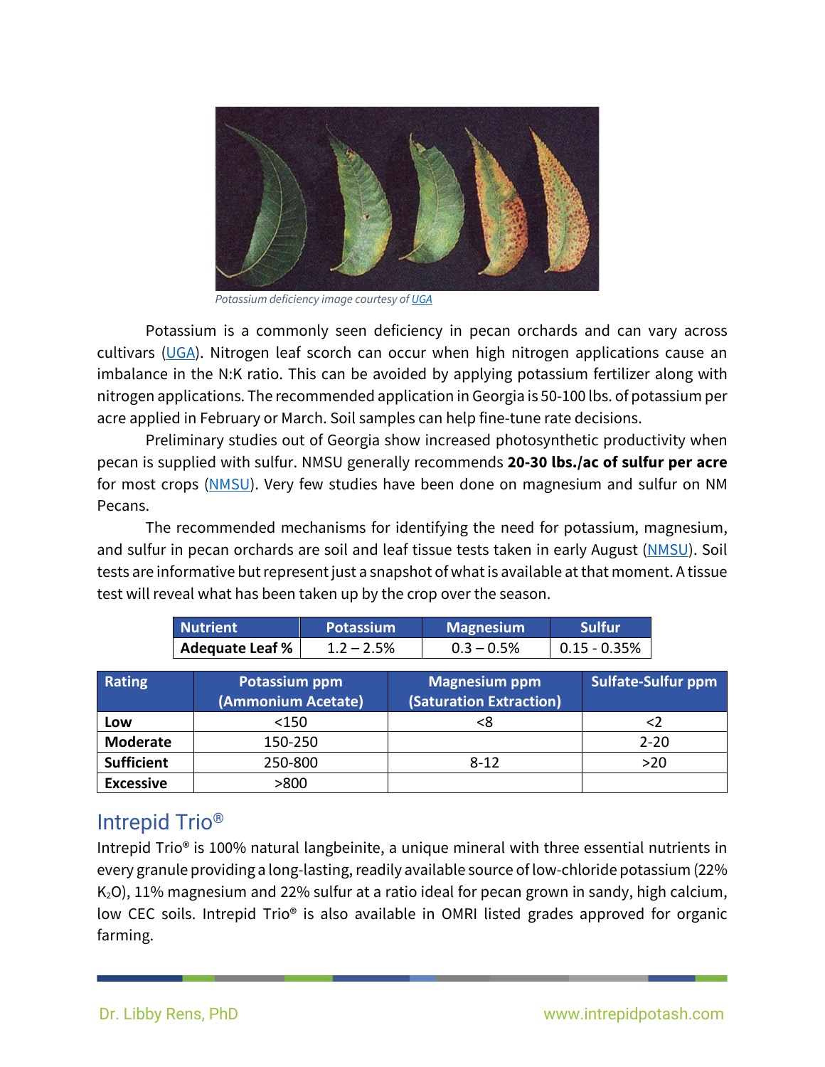*Potassium deficiency image courtesy of UGA*

Potassium is a commonly seen deficiency in pecan orchards and can vary across cultivars (UGA). Nitrogen leaf scorch can occur when high nitrogen applications cause an imbalance in the N:K ratio. This can be avoided by applying potassium fertilizer along with nitrogen applications. The recommended application in Georgia is 50-100 lbs. of potassium per acre applied in February or March. Soil samples can help fine-tune rate decisions.

Preliminary studies out of Georgia show increased photosynthetic productivity when pecan is supplied with sulfur. NMSU generally recommends **20-30 lbs./ac of sulfur per acre** for most crops (NMSU). Very few studies have been done on magnesium and sulfur on NM Pecans.

The recommended mechanisms for identifying the need for potassium, magnesium, and sulfur in pecan orchards are soil and leaf tissue tests taken in early August (NMSU). Soil tests are informative but represent just a snapshot of what is available at that moment. A tissue test will reveal what has been taken up by the crop over the season.

| Nutrient | Potassium | Magnesium | Sulfur |
|---|---|---|---|
| **Adequate Leaf %** | 1.2 – 2.5% | 0.3 – 0.5% | 0.15 - 0.35% |

| Rating | Potassium ppm (Ammonium Acetate) | Magnesium ppm (Saturation Extraction) | Sulfate-Sulfur ppm |
|---|---|---|---|
| **Low** | <150 | <8 | <2 |
| **Moderate** | 150-250 | | 2-20 |
| **Sufficient** | 250-800 | 8-12 | >20 |
| **Excessive** | >800 | | |

## Intrepid Trio®

Intrepid Trio® is 100% natural langbeinite, a unique mineral with three essential nutrients in every granule providing a long-lasting, readily available source of low-chloride potassium (22% $K_2O$), 11% magnesium and 22% sulfur at a ratio ideal for pecan grown in sandy, high calcium, low CEC soils. Intrepid Trio® is also available in OMRI listed grades approved for organic farming.

Dr. Libby Rens, PhD

www.intrepidpotash.com